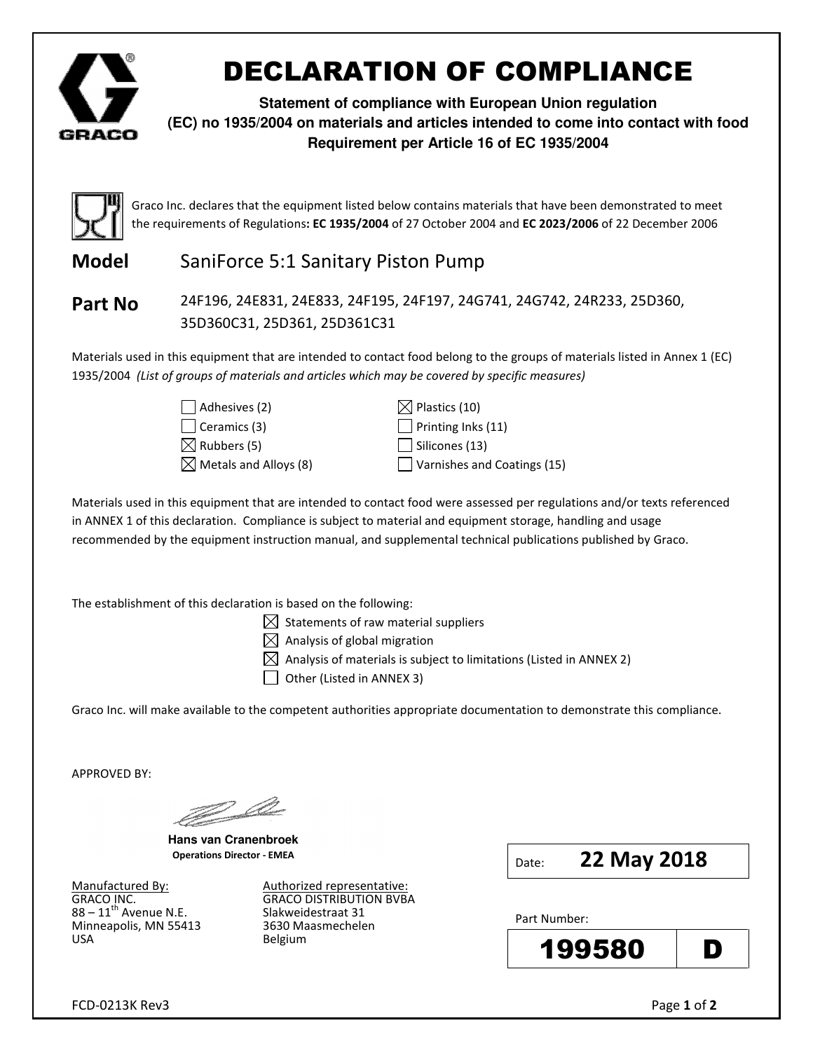# DECLARATION OF COMPLIANCE

**Statement of compliance with European Union regulation (EC) no 1935/2004 on materials and articles intended to come into contact with food Requirement per Article 16 of EC 1935/2004**

Graco Inc. declares that the equipment listed below contains materials that have been demonstrated to meet the requirements of Regulations**: EC 1935/2004** of 27 October 2004 and **EC 2023/2006** of 22 December 2006

**Model** SaniForce 5:1 Sanitary Piston Pump

**Part No** 24F196, 24E831, 24E833, 24F195, 24F197, 24G741, 24G742, 24R233, 25D360, 35D360C31, 25D361, 25D361C31

Materials used in this equipment that are intended to contact food belong to the groups of materials listed in Annex 1 (EC) 1935/2004 *(List of groups of materials and articles which may be covered by specific measures)*

- [ ] Adhesives (2)
- [ ] Ceramics (3)
- [x] Rubbers (5)
- [x] Metals and Alloys (8)
- [x] Plastics (10)
- [ ] Printing Inks (11)
- [ ] Silicones (13)
- [ ] Varnishes and Coatings (15)

Materials used in this equipment that are intended to contact food were assessed per regulations and/or texts referenced in ANNEX 1 of this declaration. Compliance is subject to material and equipment storage, handling and usage recommended by the equipment instruction manual, and supplemental technical publications published by Graco.

The establishment of this declaration is based on the following:

- [x] Statements of raw material suppliers
- [x] Analysis of global migration
- [x] Analysis of materials is subject to limitations (Listed in ANNEX 2)
- [ ] Other (Listed in ANNEX 3)

Graco Inc. will make available to the competent authorities appropriate documentation to demonstrate this compliance.

APPROVED BY:

**Hans van Cranenbroek**
**Operations Director - EMEA**

Date: **22 May 2018**

Manufactured By:
GRACO INC.
88 – 11th Avenue N.E.
Minneapolis, MN 55413
USA

Authorized representative:
GRACO DISTRIBUTION BVBA
Slakweidestraat 31
3630 Maasmechelen
Belgium

Part Number: **199580 D**

FCD-0213K Rev3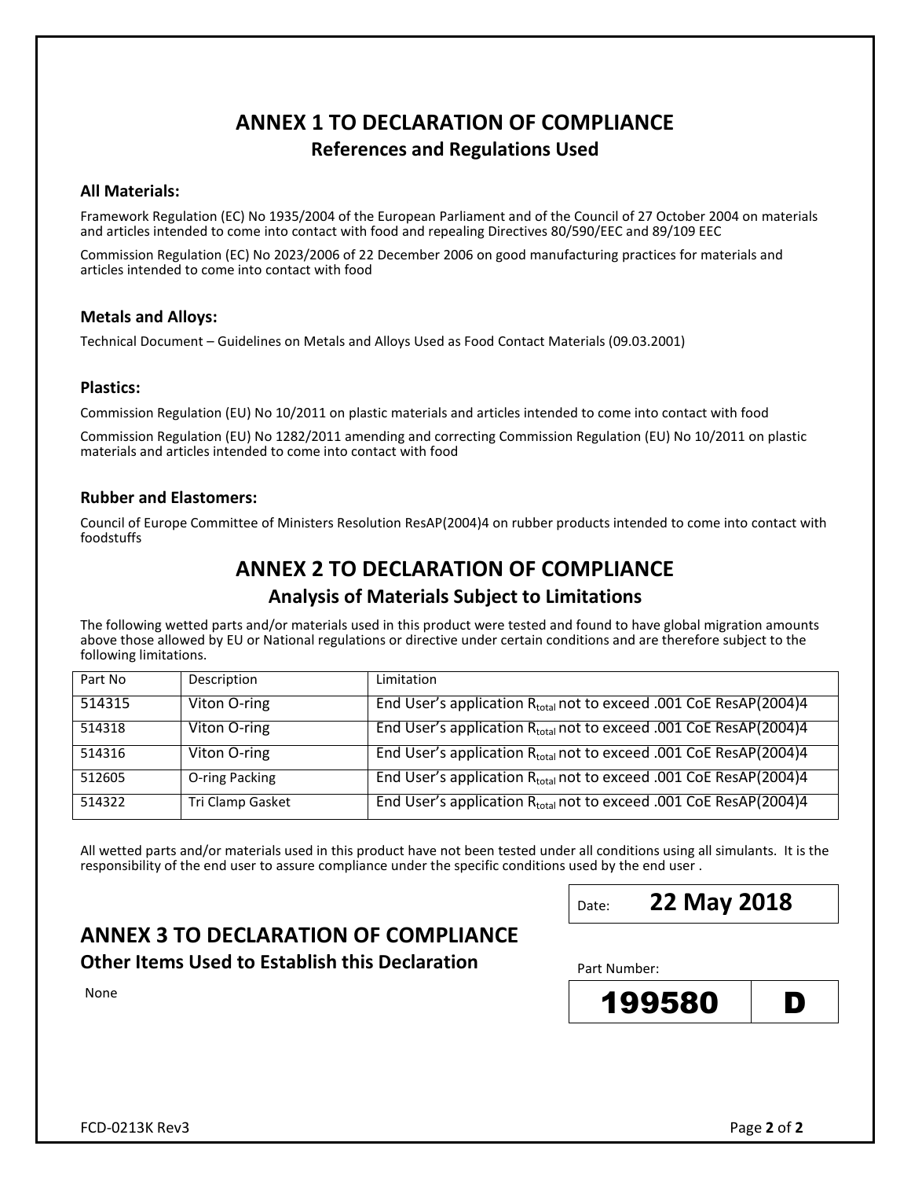# ANNEX 1 TO DECLARATION OF COMPLIANCE

## References and Regulations Used

### All Materials:

Framework Regulation (EC) No 1935/2004 of the European Parliament and of the Council of 27 October 2004 on materials and articles intended to come into contact with food and repealing Directives 80/590/EEC and 89/109 EEC

Commission Regulation (EC) No 2023/2006 of 22 December 2006 on good manufacturing practices for materials and articles intended to come into contact with food

### Metals and Alloys:

Technical Document – Guidelines on Metals and Alloys Used as Food Contact Materials (09.03.2001)

### Plastics:

Commission Regulation (EU) No 10/2011 on plastic materials and articles intended to come into contact with food

Commission Regulation (EU) No 1282/2011 amending and correcting Commission Regulation (EU) No 10/2011 on plastic materials and articles intended to come into contact with food

### Rubber and Elastomers:

Council of Europe Committee of Ministers Resolution ResAP(2004)4 on rubber products intended to come into contact with foodstuffs

# ANNEX 2 TO DECLARATION OF COMPLIANCE

## Analysis of Materials Subject to Limitations

The following wetted parts and/or materials used in this product were tested and found to have global migration amounts above those allowed by EU or National regulations or directive under certain conditions and are therefore subject to the following limitations.

| Part No | Description | Limitation |
| --- | --- | --- |
| 514315 | Viton O-ring | End User's application $R_{total}$ not to exceed .001 CoE ResAP(2004)4 |
| 514318 | Viton O-ring | End User's application $R_{total}$ not to exceed .001 CoE ResAP(2004)4 |
| 514316 | Viton O-ring | End User's application $R_{total}$ not to exceed .001 CoE ResAP(2004)4 |
| 512605 | O-ring Packing | End User's application $R_{total}$ not to exceed .001 CoE ResAP(2004)4 |
| 514322 | Tri Clamp Gasket | End User's application $R_{total}$ not to exceed .001 CoE ResAP(2004)4 |

All wetted parts and/or materials used in this product have not been tested under all conditions using all simulants. It is the responsibility of the end user to assure compliance under the specific conditions used by the end user .

Date: **22 May 2018**

# ANNEX 3 TO DECLARATION OF COMPLIANCE

## Other Items Used to Establish this Declaration

None

Part Number:

| | |
| --- | --- |
| **199580** | **D** |

FCD-0213K Rev3